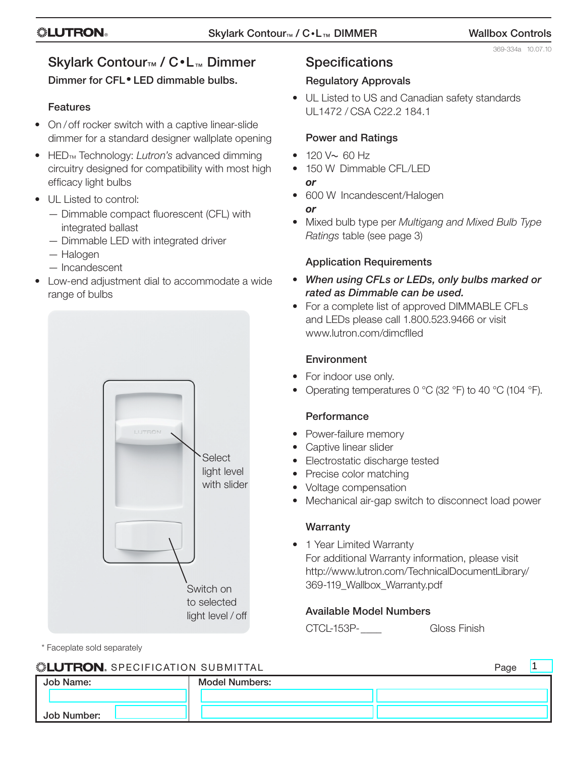# Skylark Contour™ / C•L™ Dimmer

**Dimmer for CFL• LED dimmable bulbs.**

### Features

- On / off rocker switch with a captive linear-slide dimmer for a standard designer wallplate opening
- HED™ Technology: *Lutron's* advanced dimming circuitry designed for compatibility with most high efficacy light bulbs
- UL Listed to control:
  - Dimmable compact fluorescent (CFL) with integrated ballast
  - Dimmable LED with integrated driver
  - Halogen
  - Incandescent
- Low-end adjustment dial to accommodate a wide range of bulbs

Select light level with slider

Switch on to selected light level / off

\* Faceplate sold separately

## Specifications

### Regulatory Approvals

- UL Listed to US and Canadian safety standards UL1472 / CSA C22.2 184.1

### Power and Ratings

- 120 V~ 60 Hz
- 150 W Dimmable CFL/LED

***or***

- 600 W Incandescent/Halogen

***or***

- Mixed bulb type per *Multigang and Mixed Bulb Type Ratings* table (see page 3)

### Application Requirements

- ***When using CFLs or LEDs, only bulbs marked or rated as Dimmable can be used.***
- For a complete list of approved DIMMABLE CFLs and LEDs please call 1.800.523.9466 or visit www.lutron.com/dimcflled

### Environment

- For indoor use only.
- Operating temperatures 0 °C (32 °F) to 40 °C (104 °F).

### Performance

- Power-failure memory
- Captive linear slider
- Electrostatic discharge tested
- Precise color matching
- Voltage compensation
- Mechanical air-gap switch to disconnect load power

### Warranty

- 1 Year Limited Warranty
  For additional Warranty information, please visit http://www.lutron.com/TechnicalDocumentLibrary/369-119_Wallbox_Warranty.pdf

### Available Model Numbers

CTCL-153P-____ Gloss Finish

**LUTRON** SPECIFICATION SUBMITTAL

| Job Name: | Model Numbers: | |
|---|---|---|
| | | |
| Job Number: | | |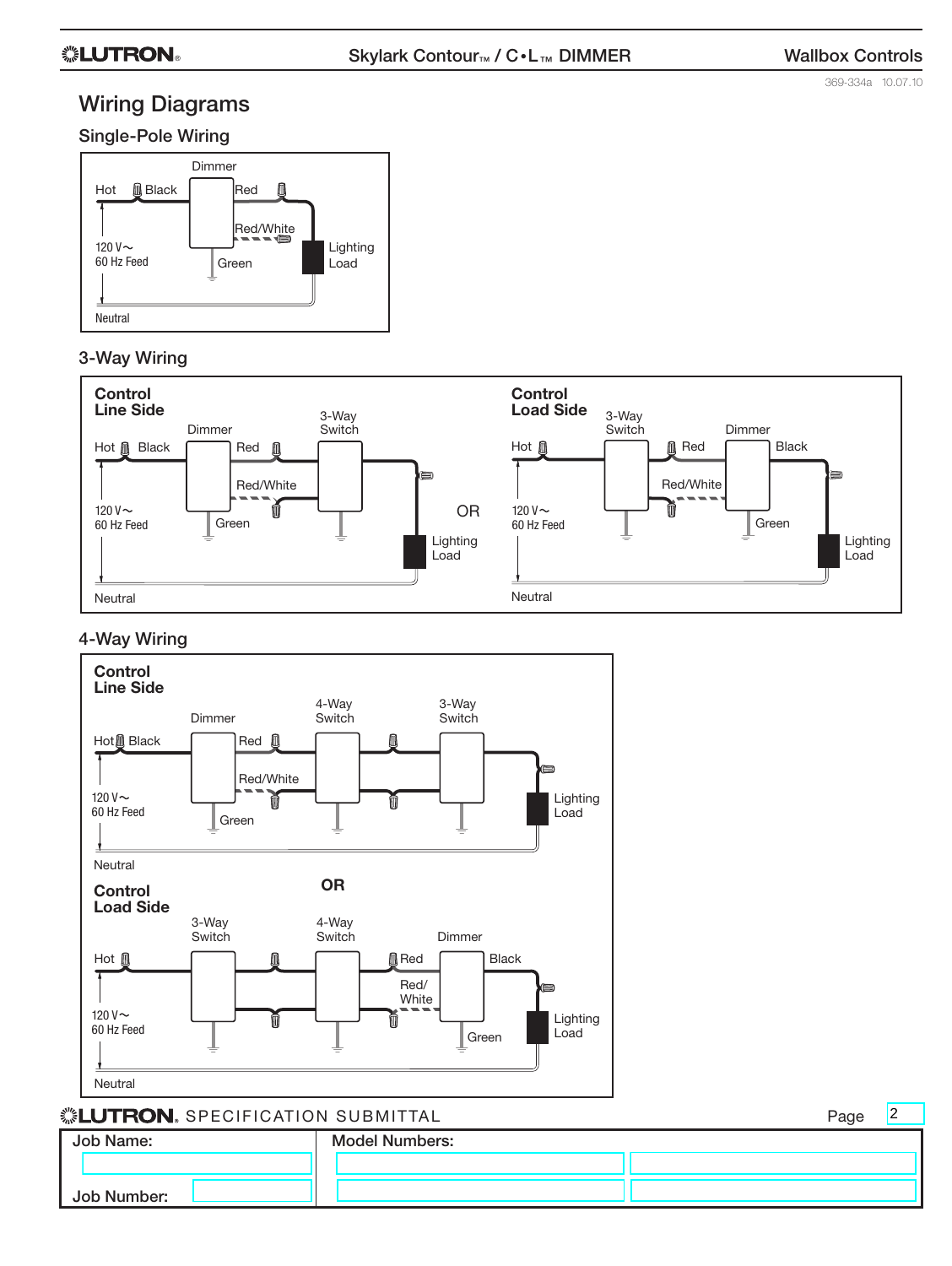# Wiring Diagrams

## Single-Pole Wiring

Dimmer

Hot — Black — Red — Red/White — Green — Lighting Load

120 V~ 60 Hz Feed

Neutral

## 3-Way Wiring

**Control Line Side**

Dimmer — 3-Way Switch

Hot — Black — Red — Red/White — Green — Lighting Load

120 V~ 60 Hz Feed

Neutral

OR

**Control Load Side**

3-Way Switch — Dimmer

Hot — Red — Red/White — Black — Green — Lighting Load

120 V~ 60 Hz Feed

Neutral

## 4-Way Wiring

**Control Line Side**

Dimmer — 4-Way Switch — 3-Way Switch

Hot — Black — Red — Red/White — Green — Lighting Load

120 V~ 60 Hz Feed

Neutral

**OR**

**Control Load Side**

3-Way Switch — 4-Way Switch — Dimmer

Hot — Red — Red/White — Black — Green — Lighting Load

120 V~ 60 Hz Feed

Neutral

---

**LUTRON** SPECIFICATION SUBMITTAL

| Job Name: | Model Numbers: | |
| --- | --- | --- |
| | | |
| Job Number: | | |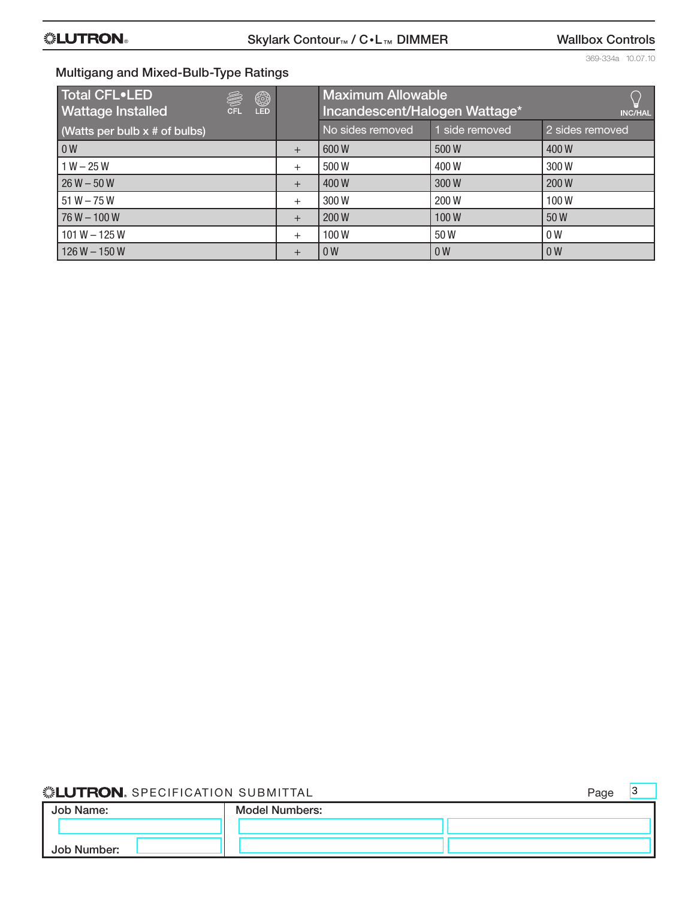## Multigang and Mixed-Bulb-Type Ratings

| Total CFL•LED Wattage Installed (Watts per bulb x # of bulbs) | | Maximum Allowable Incandescent/Halogen Wattage* | | |
|---|---|---|---|---|
| | | No sides removed | 1 side removed | 2 sides removed |
| 0 W | + | 600 W | 500 W | 400 W |
| 1 W – 25 W | + | 500 W | 400 W | 300 W |
| 26 W – 50 W | + | 400 W | 300 W | 200 W |
| 51 W – 75 W | + | 300 W | 200 W | 100 W |
| 76 W – 100 W | + | 200 W | 100 W | 50 W |
| 101 W – 125 W | + | 100 W | 50 W | 0 W |
| 126 W – 150 W | + | 0 W | 0 W | 0 W |

LUTRON SPECIFICATION SUBMITTAL

| Job Name: | Model Numbers: |
|---|---|
| Job Number: | |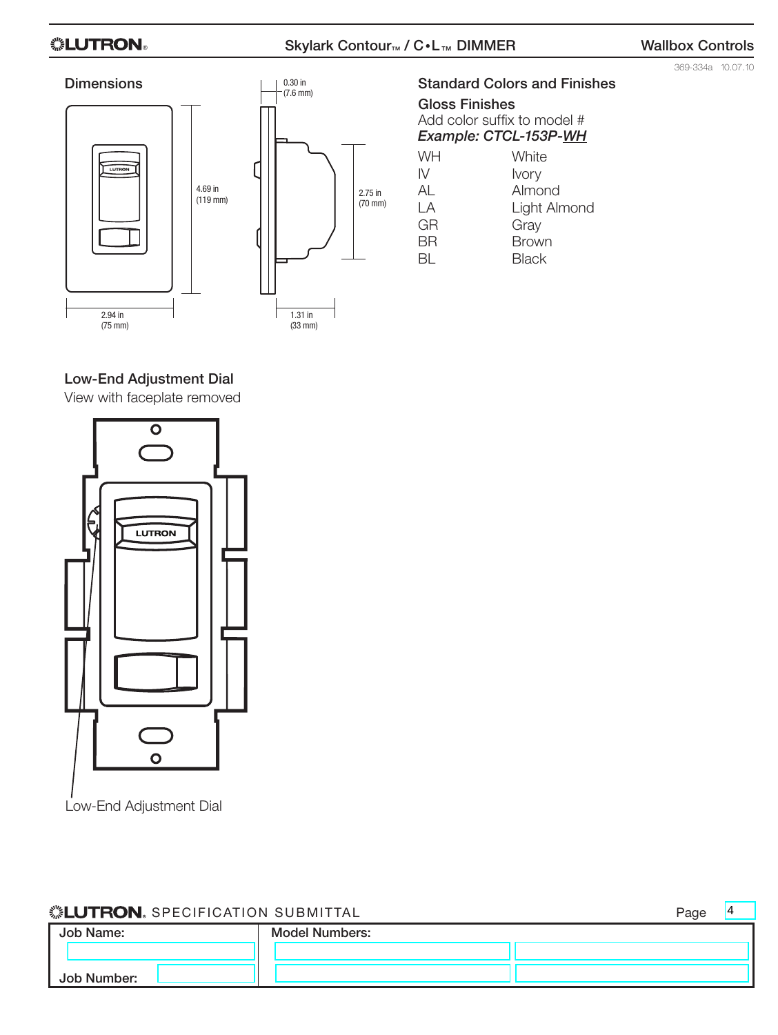## Dimensions

0.30 in
(7.6 mm)

4.69 in
(119 mm)

2.75 in
(70 mm)

2.94 in
(75 mm)

1.31 in
(33 mm)

## Standard Colors and Finishes

### Gloss Finishes

Add color suffix to model #

***Example: CTCL-153P-WH***

| | |
|---|---|
| WH | White |
| IV | Ivory |
| AL | Almond |
| LA | Light Almond |
| GR | Gray |
| BR | Brown |
| BL | Black |

## Low-End Adjustment Dial

View with faceplate removed

Low-End Adjustment Dial

**LUTRON** SPECIFICATION SUBMITTAL

| Job Name: | Model Numbers: |
|---|---|
| Job Number: | |